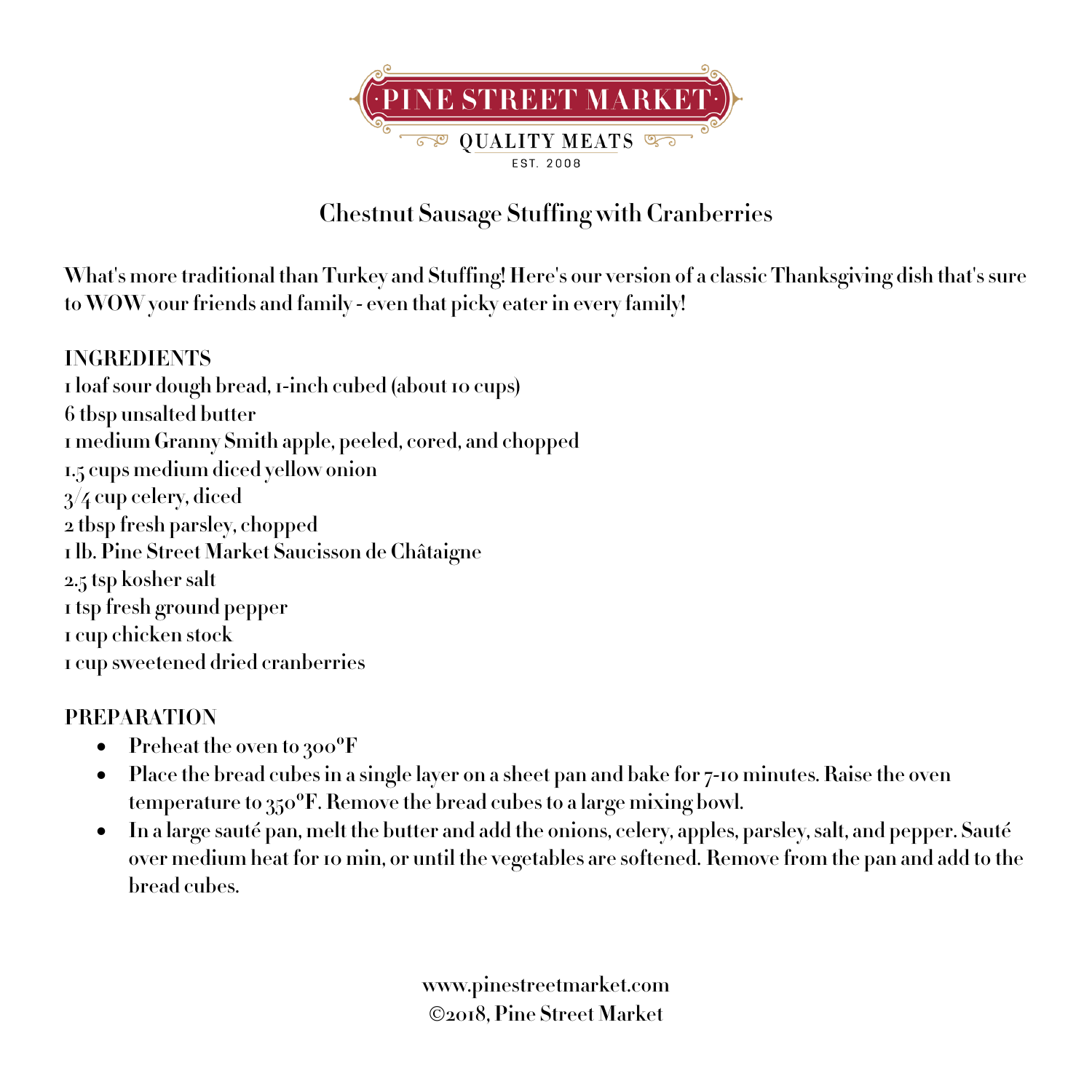PINE STREET MARKET

QUALITY MEATS

EST. 2008

# Chestnut Sausage Stuffing with Cranberries

**What's more traditional than Turkey and Stuffing! Here's our version of a classic Thanksgiving dish that's sure to WOW your friends and family - even that picky eater in every family!**

## INGREDIENTS

1 loaf sour dough bread, 1-inch cubed (about 10 cups)
6 tbsp unsalted butter
1 medium Granny Smith apple, peeled, cored, and chopped
1.5 cups medium diced yellow onion
3/4 cup celery, diced
2 tbsp fresh parsley, chopped
1 lb. Pine Street Market Saucisson de Châtaigne
2.5 tsp kosher salt
1 tsp fresh ground pepper
1 cup chicken stock
1 cup sweetened dried cranberries

## PREPARATION

- Preheat the oven to 300°F
- Place the bread cubes in a single layer on a sheet pan and bake for 7-10 minutes. Raise the oven temperature to 350°F. Remove the bread cubes to a large mixing bowl.
- In a large sauté pan, melt the butter and add the onions, celery, apples, parsley, salt, and pepper. Sauté over medium heat for 10 min, or until the vegetables are softened. Remove from the pan and add to the bread cubes.

www.pinestreetmarket.com
©2018, Pine Street Market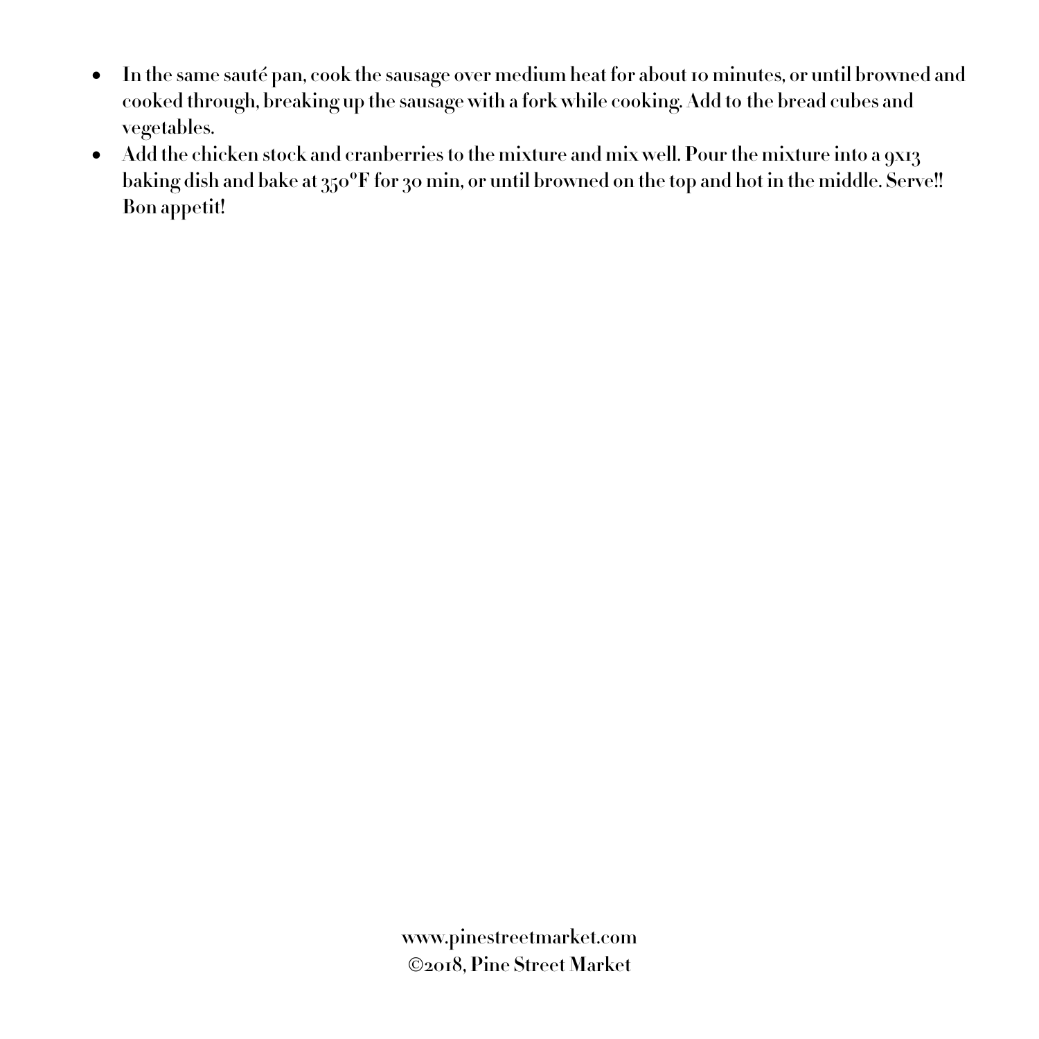- In the same sauté pan, cook the sausage over medium heat for about 10 minutes, or until browned and cooked through, breaking up the sausage with a fork while cooking. Add to the bread cubes and vegetables.
- Add the chicken stock and cranberries to the mixture and mix well. Pour the mixture into a 9x13 baking dish and bake at 350°F for 30 min, or until browned on the top and hot in the middle. Serve!! Bon appetit!

www.pinestreetmarket.com
©2018, Pine Street Market